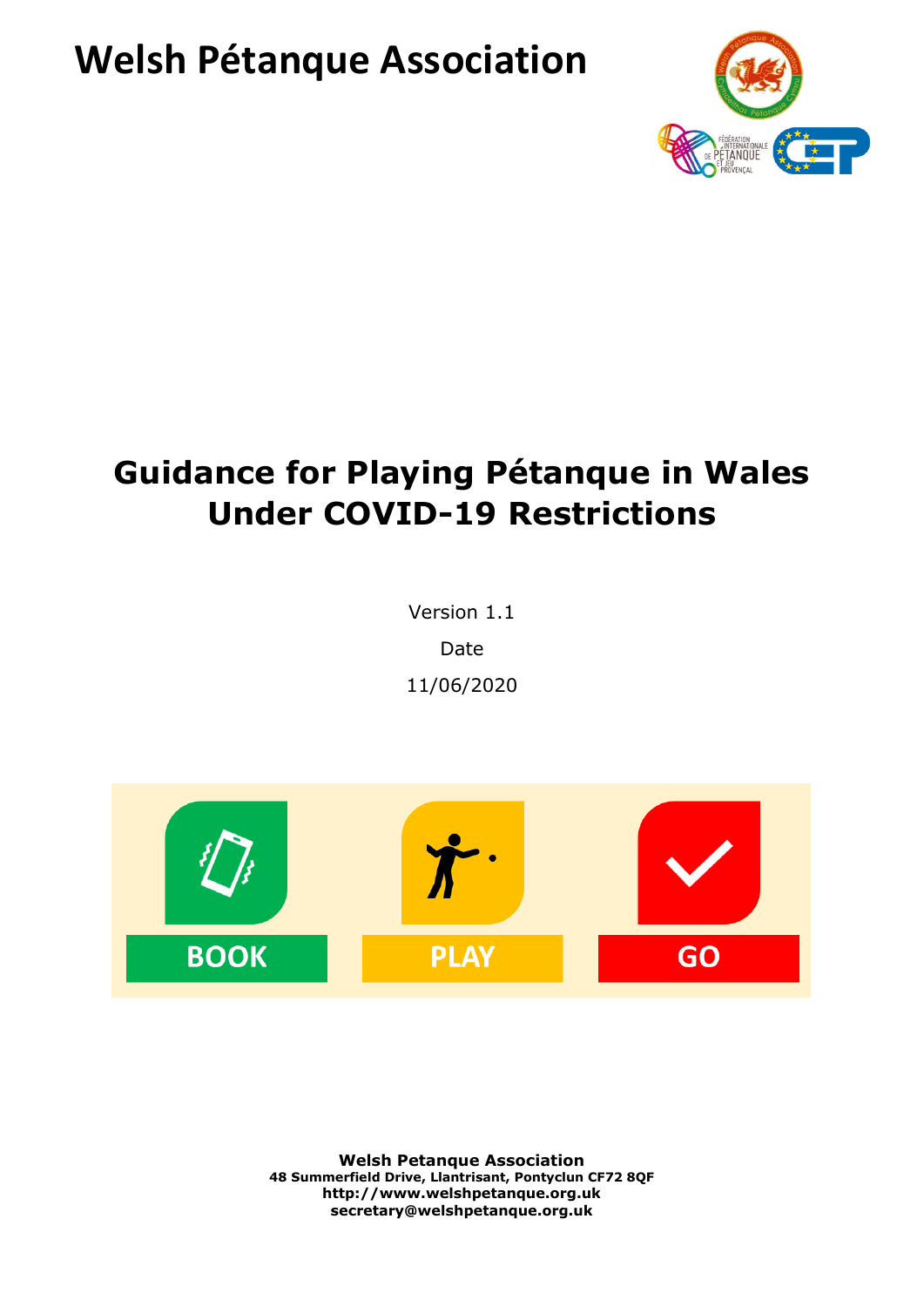# Welsh Pétanque Association

## Guidance for Playing Pétanque in Wales Under COVID-19 Restrictions

Version 1.1

Date

11/06/2020

BOOK

PLAY

GO

**Welsh Petanque Association**
**48 Summerfield Drive, Llantrisant, Pontyclun CF72 8QF**
**http://www.welshpetanque.org.uk**
**secretary@welshpetanque.org.uk**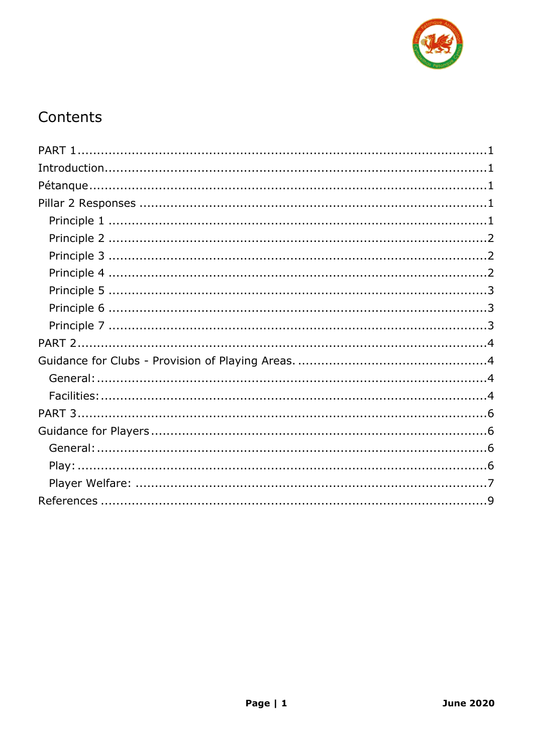# Contents

PART 1 ........................................................................................ 1
Introduction ................................................................................... 1
Pétanque ....................................................................................... 1
Pillar 2 Responses ........................................................................... 1
  Principle 1 ................................................................................... 1
  Principle 2 ................................................................................... 2
  Principle 3 ................................................................................... 2
  Principle 4 ................................................................................... 2
  Principle 5 ................................................................................... 3
  Principle 6 ................................................................................... 3
  Principle 7 ................................................................................... 3
PART 2 ........................................................................................ 4
Guidance for Clubs - Provision of Playing Areas. ................................... 4
  General: ...................................................................................... 4
  Facilities: .................................................................................... 4
PART 3 ........................................................................................ 6
Guidance for Players ........................................................................ 6
  General: ...................................................................................... 6
  Play: .......................................................................................... 6
  Player Welfare: ............................................................................ 7
References .................................................................................... 9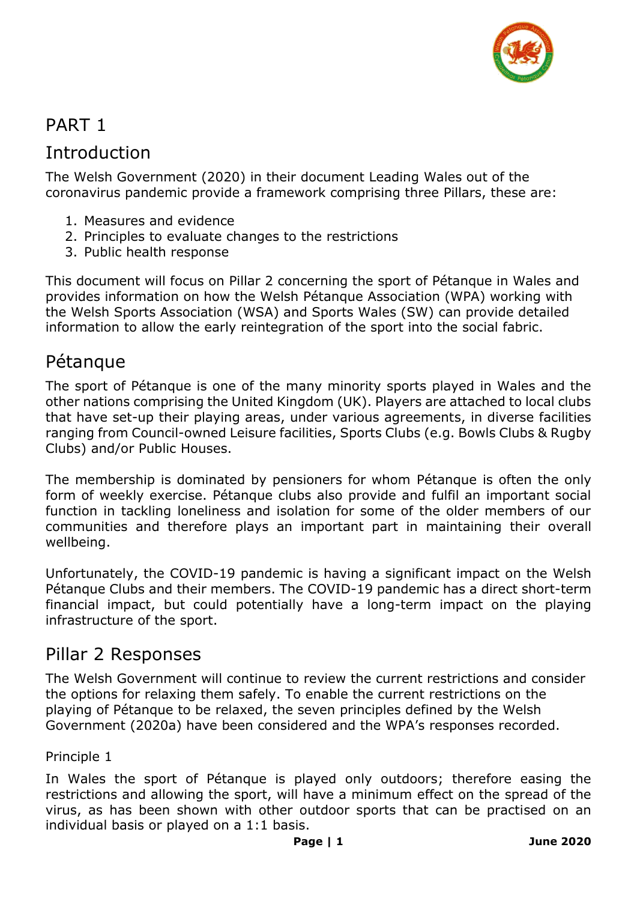# PART 1

## Introduction

The Welsh Government (2020) in their document Leading Wales out of the coronavirus pandemic provide a framework comprising three Pillars, these are:

1. Measures and evidence
2. Principles to evaluate changes to the restrictions
3. Public health response

This document will focus on Pillar 2 concerning the sport of Pétanque in Wales and provides information on how the Welsh Pétanque Association (WPA) working with the Welsh Sports Association (WSA) and Sports Wales (SW) can provide detailed information to allow the early reintegration of the sport into the social fabric.

## Pétanque

The sport of Pétanque is one of the many minority sports played in Wales and the other nations comprising the United Kingdom (UK). Players are attached to local clubs that have set-up their playing areas, under various agreements, in diverse facilities ranging from Council-owned Leisure facilities, Sports Clubs (e.g. Bowls Clubs & Rugby Clubs) and/or Public Houses.

The membership is dominated by pensioners for whom Pétanque is often the only form of weekly exercise. Pétanque clubs also provide and fulfil an important social function in tackling loneliness and isolation for some of the older members of our communities and therefore plays an important part in maintaining their overall wellbeing.

Unfortunately, the COVID-19 pandemic is having a significant impact on the Welsh Pétanque Clubs and their members. The COVID-19 pandemic has a direct short-term financial impact, but could potentially have a long-term impact on the playing infrastructure of the sport.

## Pillar 2 Responses

The Welsh Government will continue to review the current restrictions and consider the options for relaxing them safely. To enable the current restrictions on the playing of Pétanque to be relaxed, the seven principles defined by the Welsh Government (2020a) have been considered and the WPA's responses recorded.

### Principle 1

In Wales the sport of Pétanque is played only outdoors; therefore easing the restrictions and allowing the sport, will have a minimum effect on the spread of the virus, as has been shown with other outdoor sports that can be practised on an individual basis or played on a 1:1 basis.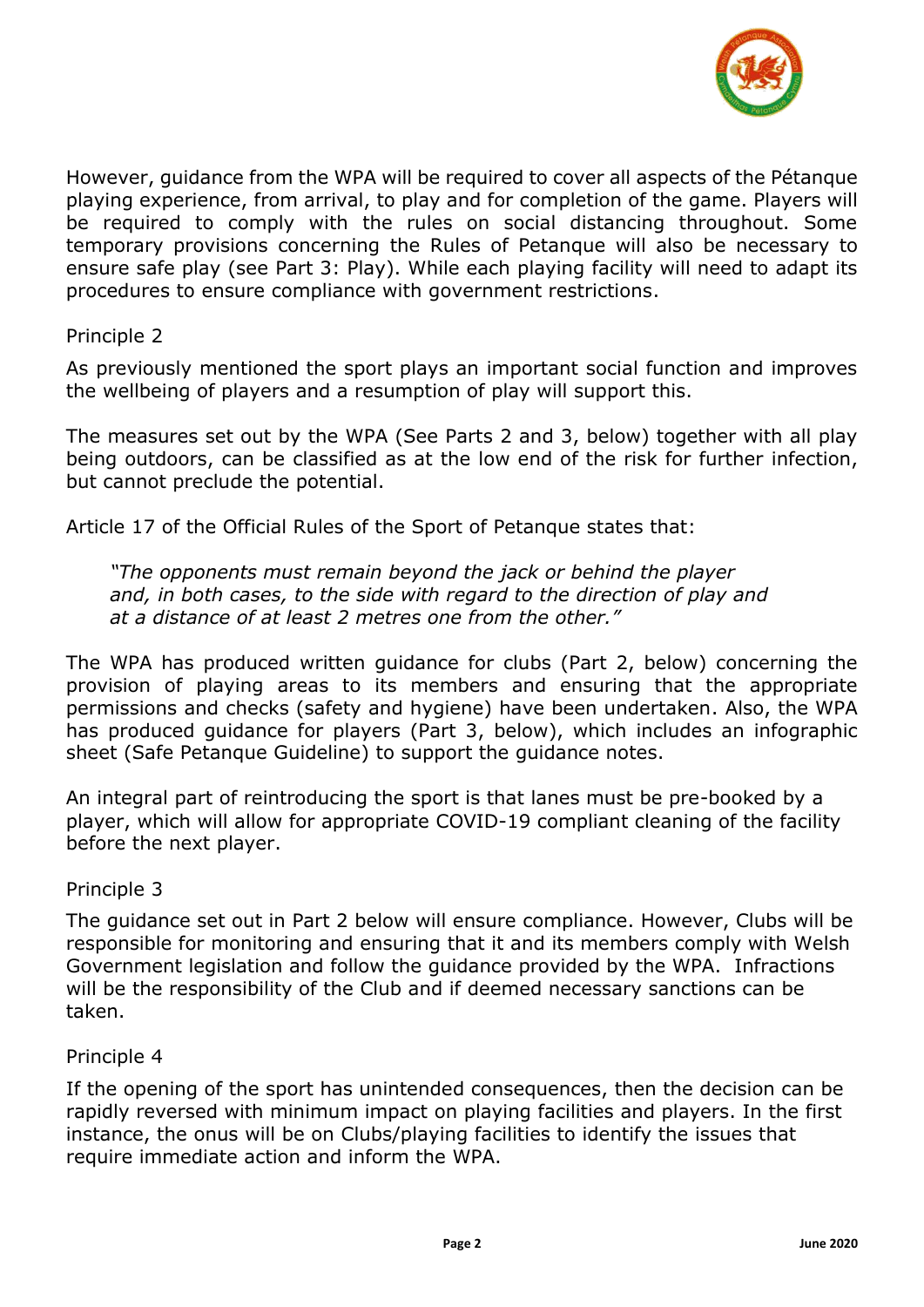However, guidance from the WPA will be required to cover all aspects of the Pétanque playing experience, from arrival, to play and for completion of the game. Players will be required to comply with the rules on social distancing throughout. Some temporary provisions concerning the Rules of Petanque will also be necessary to ensure safe play (see Part 3: Play). While each playing facility will need to adapt its procedures to ensure compliance with government restrictions.

Principle 2

As previously mentioned the sport plays an important social function and improves the wellbeing of players and a resumption of play will support this.

The measures set out by the WPA (See Parts 2 and 3, below) together with all play being outdoors, can be classified as at the low end of the risk for further infection, but cannot preclude the potential.

Article 17 of the Official Rules of the Sport of Petanque states that:

> *"The opponents must remain beyond the jack or behind the player and, in both cases, to the side with regard to the direction of play and at a distance of at least 2 metres one from the other."*

The WPA has produced written guidance for clubs (Part 2, below) concerning the provision of playing areas to its members and ensuring that the appropriate permissions and checks (safety and hygiene) have been undertaken. Also, the WPA has produced guidance for players (Part 3, below), which includes an infographic sheet (Safe Petanque Guideline) to support the guidance notes.

An integral part of reintroducing the sport is that lanes must be pre-booked by a player, which will allow for appropriate COVID-19 compliant cleaning of the facility before the next player.

Principle 3

The guidance set out in Part 2 below will ensure compliance. However, Clubs will be responsible for monitoring and ensuring that it and its members comply with Welsh Government legislation and follow the guidance provided by the WPA. Infractions will be the responsibility of the Club and if deemed necessary sanctions can be taken.

Principle 4

If the opening of the sport has unintended consequences, then the decision can be rapidly reversed with minimum impact on playing facilities and players. In the first instance, the onus will be on Clubs/playing facilities to identify the issues that require immediate action and inform the WPA.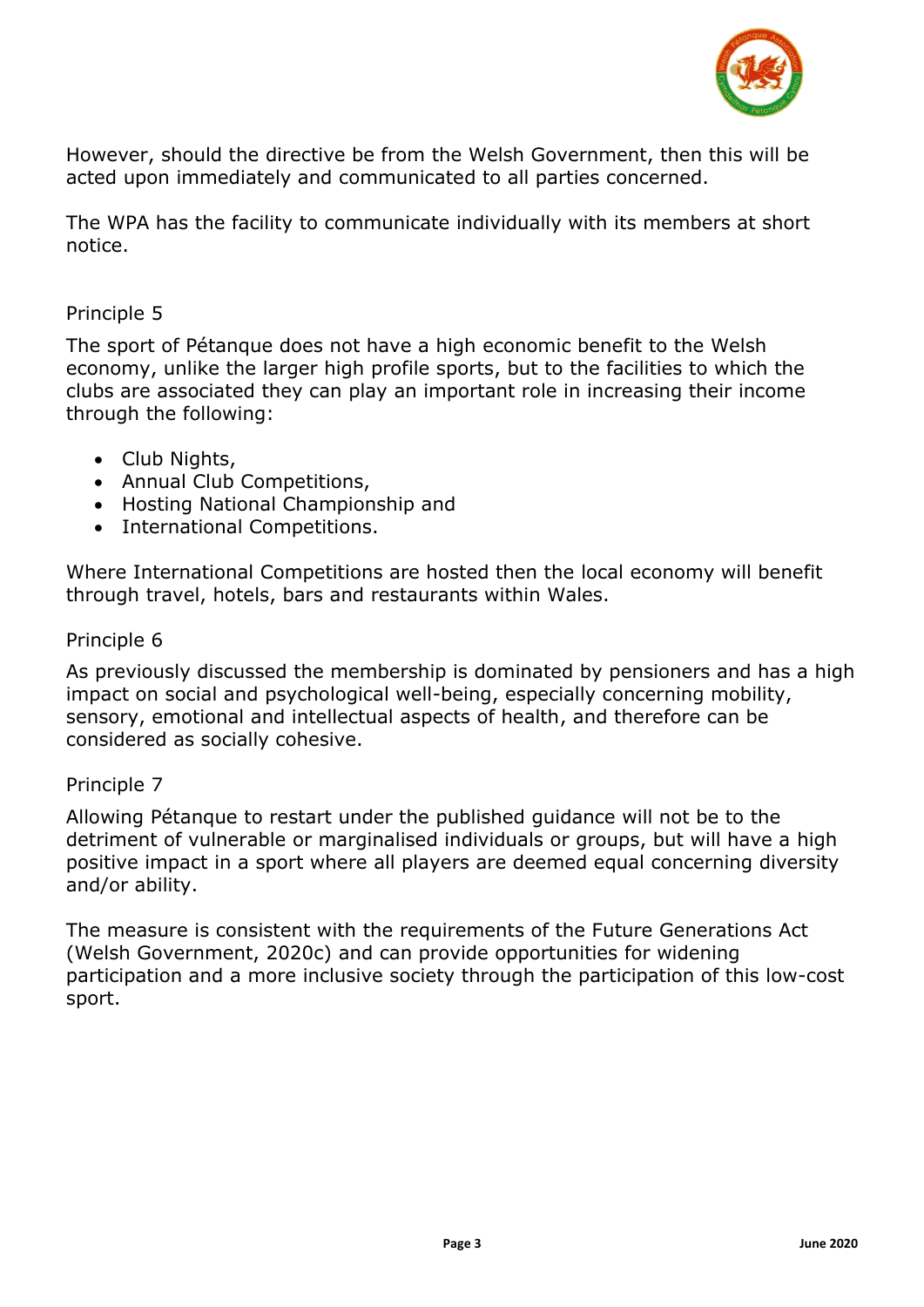However, should the directive be from the Welsh Government, then this will be acted upon immediately and communicated to all parties concerned.

The WPA has the facility to communicate individually with its members at short notice.

Principle 5

The sport of Pétanque does not have a high economic benefit to the Welsh economy, unlike the larger high profile sports, but to the facilities to which the clubs are associated they can play an important role in increasing their income through the following:

- Club Nights,
- Annual Club Competitions,
- Hosting National Championship and
- International Competitions.

Where International Competitions are hosted then the local economy will benefit through travel, hotels, bars and restaurants within Wales.

Principle 6

As previously discussed the membership is dominated by pensioners and has a high impact on social and psychological well-being, especially concerning mobility, sensory, emotional and intellectual aspects of health, and therefore can be considered as socially cohesive.

Principle 7

Allowing Pétanque to restart under the published guidance will not be to the detriment of vulnerable or marginalised individuals or groups, but will have a high positive impact in a sport where all players are deemed equal concerning diversity and/or ability.

The measure is consistent with the requirements of the Future Generations Act (Welsh Government, 2020c) and can provide opportunities for widening participation and a more inclusive society through the participation of this low-cost sport.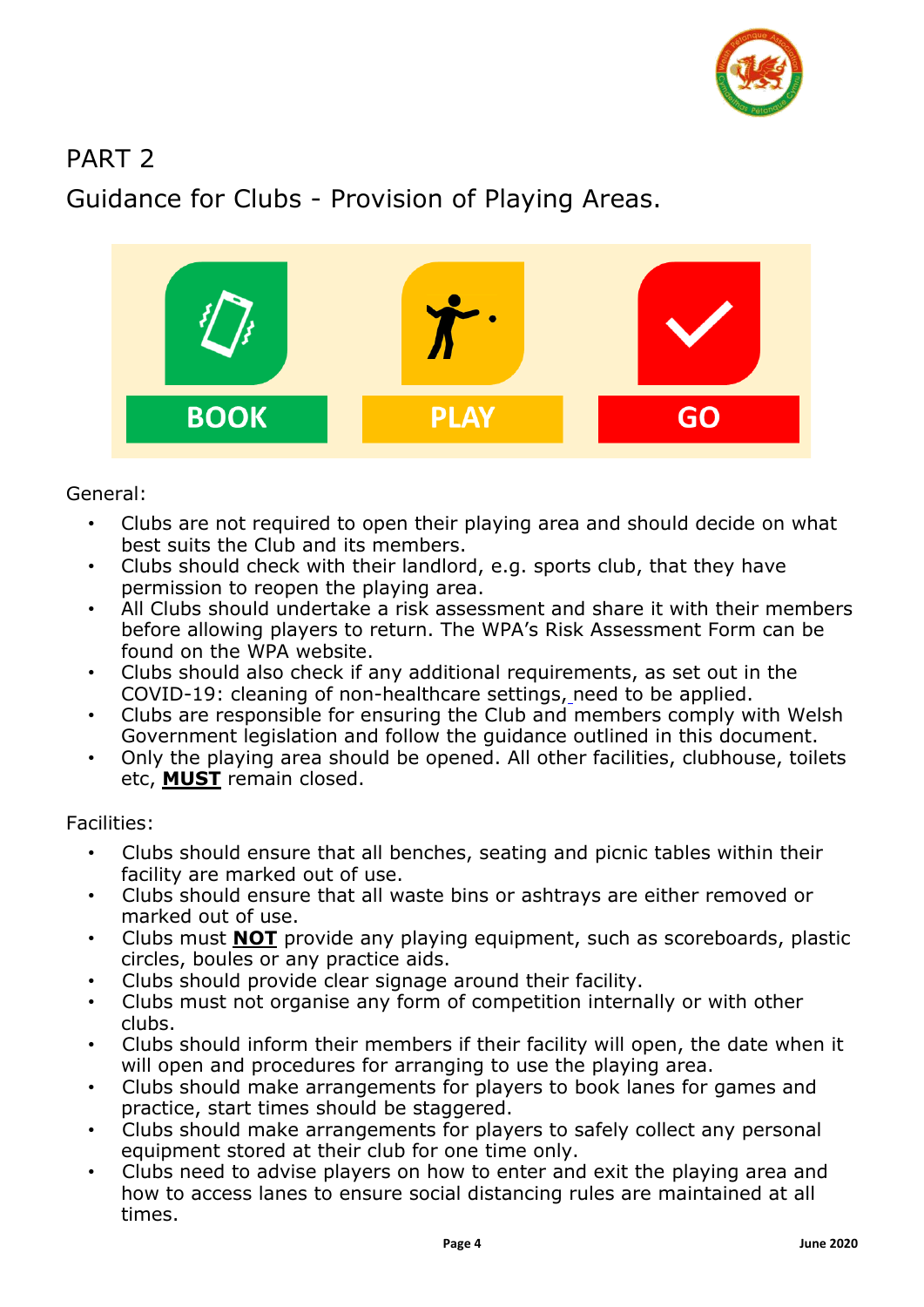# PART 2

## Guidance for Clubs - Provision of Playing Areas.

BOOK PLAY GO

General:

- Clubs are not required to open their playing area and should decide on what best suits the Club and its members.
- Clubs should check with their landlord, e.g. sports club, that they have permission to reopen the playing area.
- All Clubs should undertake a risk assessment and share it with their members before allowing players to return. The WPA's Risk Assessment Form can be found on the WPA website.
- Clubs should also check if any additional requirements, as set out in the COVID-19: cleaning of non-healthcare settings, need to be applied.
- Clubs are responsible for ensuring the Club and members comply with Welsh Government legislation and follow the guidance outlined in this document.
- Only the playing area should be opened. All other facilities, clubhouse, toilets etc, **MUST** remain closed.

Facilities:

- Clubs should ensure that all benches, seating and picnic tables within their facility are marked out of use.
- Clubs should ensure that all waste bins or ashtrays are either removed or marked out of use.
- Clubs must **NOT** provide any playing equipment, such as scoreboards, plastic circles, boules or any practice aids.
- Clubs should provide clear signage around their facility.
- Clubs must not organise any form of competition internally or with other clubs.
- Clubs should inform their members if their facility will open, the date when it will open and procedures for arranging to use the playing area.
- Clubs should make arrangements for players to book lanes for games and practice, start times should be staggered.
- Clubs should make arrangements for players to safely collect any personal equipment stored at their club for one time only.
- Clubs need to advise players on how to enter and exit the playing area and how to access lanes to ensure social distancing rules are maintained at all times.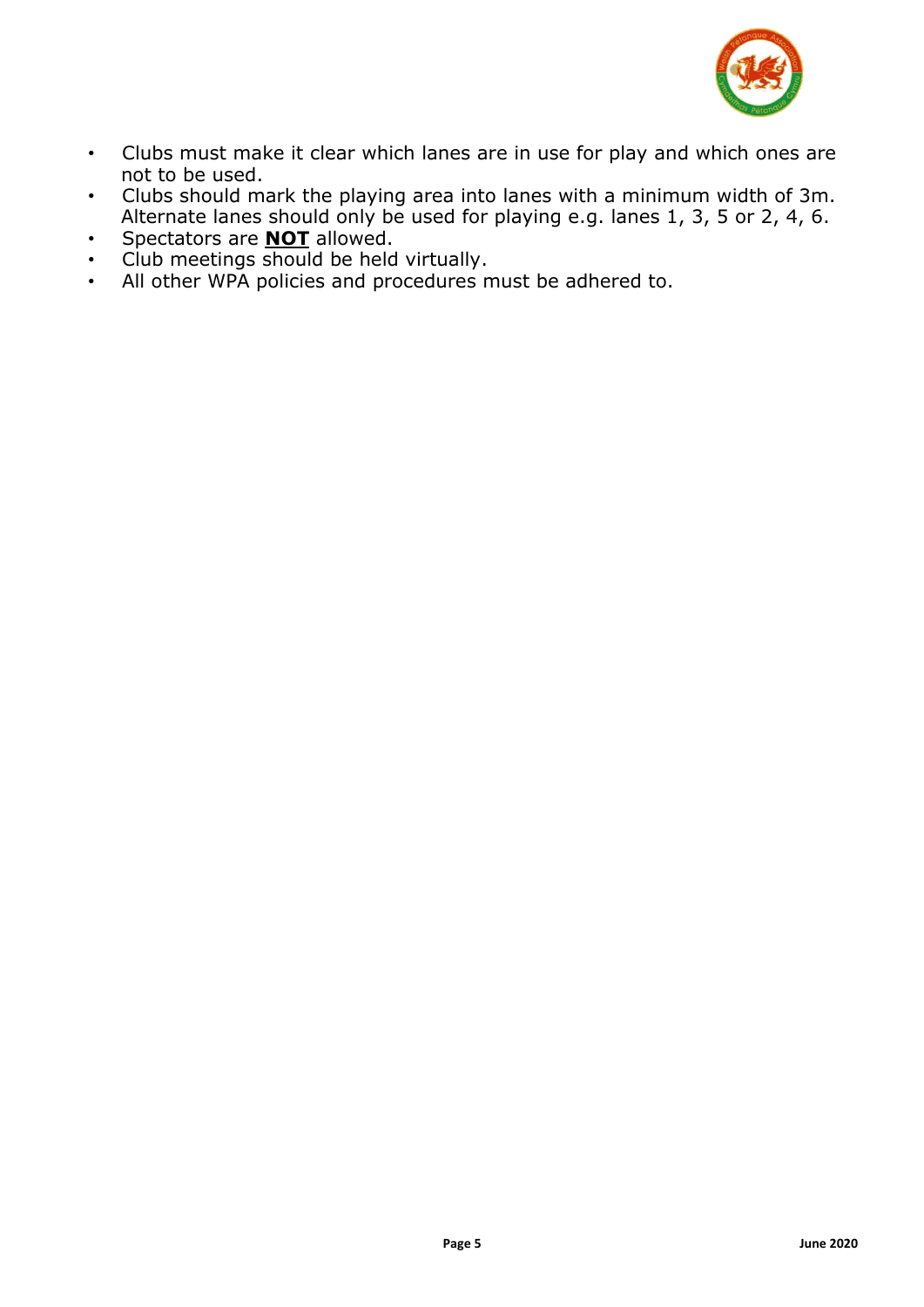- Clubs must make it clear which lanes are in use for play and which ones are not to be used.
- Clubs should mark the playing area into lanes with a minimum width of 3m. Alternate lanes should only be used for playing e.g. lanes 1, 3, 5 or 2, 4, 6.
- Spectators are **NOT** allowed.
- Club meetings should be held virtually.
- All other WPA policies and procedures must be adhered to.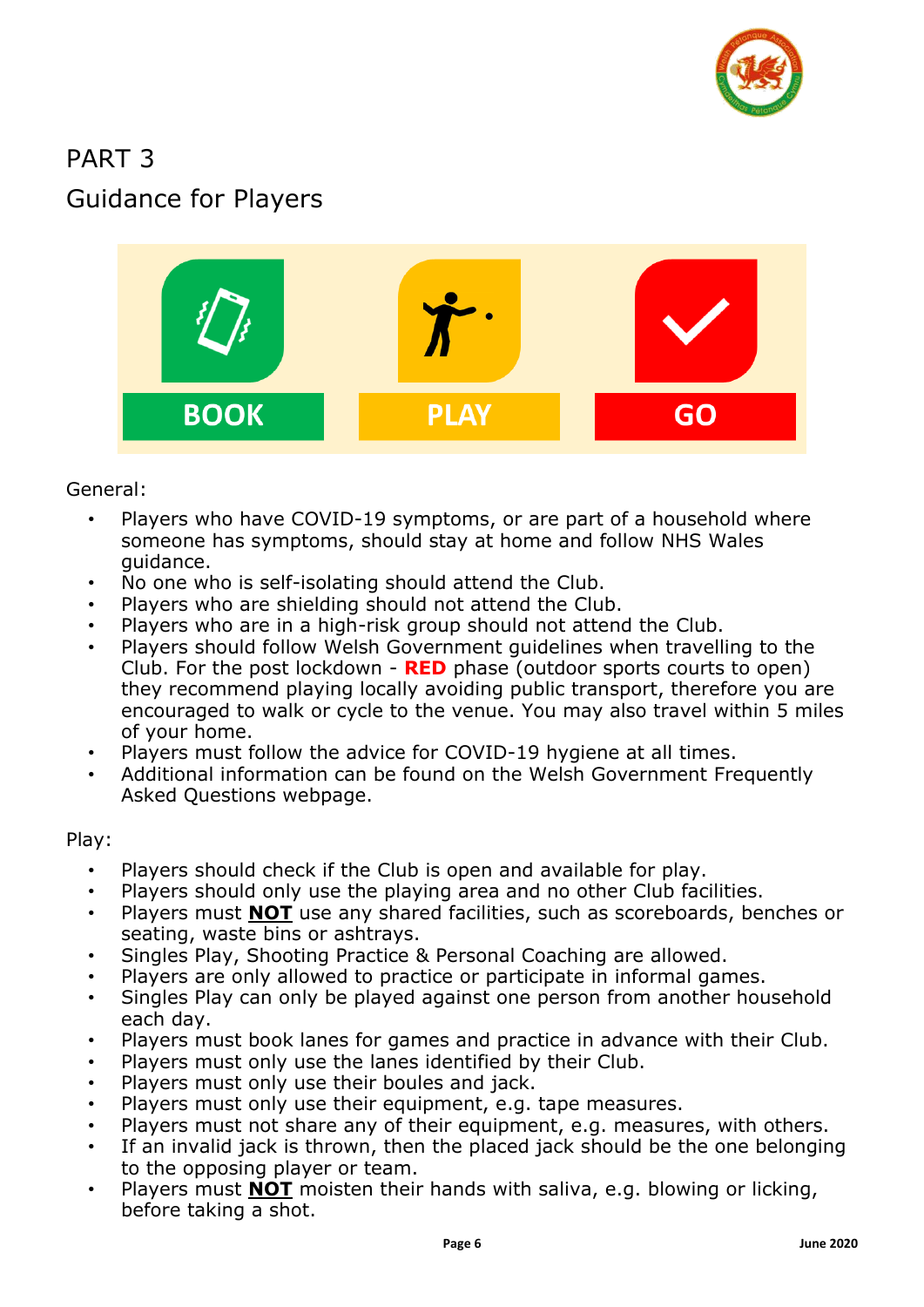# PART 3

## Guidance for Players

BOOK PLAY GO

General:

- Players who have COVID-19 symptoms, or are part of a household where someone has symptoms, should stay at home and follow NHS Wales guidance.
- No one who is self-isolating should attend the Club.
- Players who are shielding should not attend the Club.
- Players who are in a high-risk group should not attend the Club.
- Players should follow Welsh Government guidelines when travelling to the Club. For the post lockdown - **RED** phase (outdoor sports courts to open) they recommend playing locally avoiding public transport, therefore you are encouraged to walk or cycle to the venue. You may also travel within 5 miles of your home.
- Players must follow the advice for COVID-19 hygiene at all times.
- Additional information can be found on the Welsh Government Frequently Asked Questions webpage.

Play:

- Players should check if the Club is open and available for play.
- Players should only use the playing area and no other Club facilities.
- Players must **NOT** use any shared facilities, such as scoreboards, benches or seating, waste bins or ashtrays.
- Singles Play, Shooting Practice & Personal Coaching are allowed.
- Players are only allowed to practice or participate in informal games.
- Singles Play can only be played against one person from another household each day.
- Players must book lanes for games and practice in advance with their Club.
- Players must only use the lanes identified by their Club.
- Players must only use their boules and jack.
- Players must only use their equipment, e.g. tape measures.
- Players must not share any of their equipment, e.g. measures, with others.
- If an invalid jack is thrown, then the placed jack should be the one belonging to the opposing player or team.
- Players must **NOT** moisten their hands with saliva, e.g. blowing or licking, before taking a shot.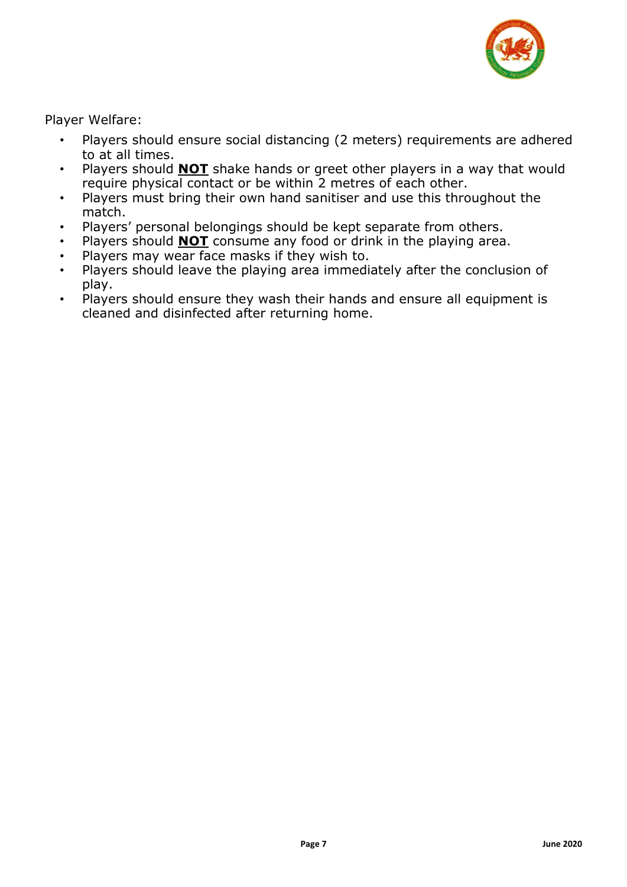Player Welfare:

- Players should ensure social distancing (2 meters) requirements are adhered to at all times.
- Players should **NOT** shake hands or greet other players in a way that would require physical contact or be within 2 metres of each other.
- Players must bring their own hand sanitiser and use this throughout the match.
- Players' personal belongings should be kept separate from others.
- Players should **NOT** consume any food or drink in the playing area.
- Players may wear face masks if they wish to.
- Players should leave the playing area immediately after the conclusion of play.
- Players should ensure they wash their hands and ensure all equipment is cleaned and disinfected after returning home.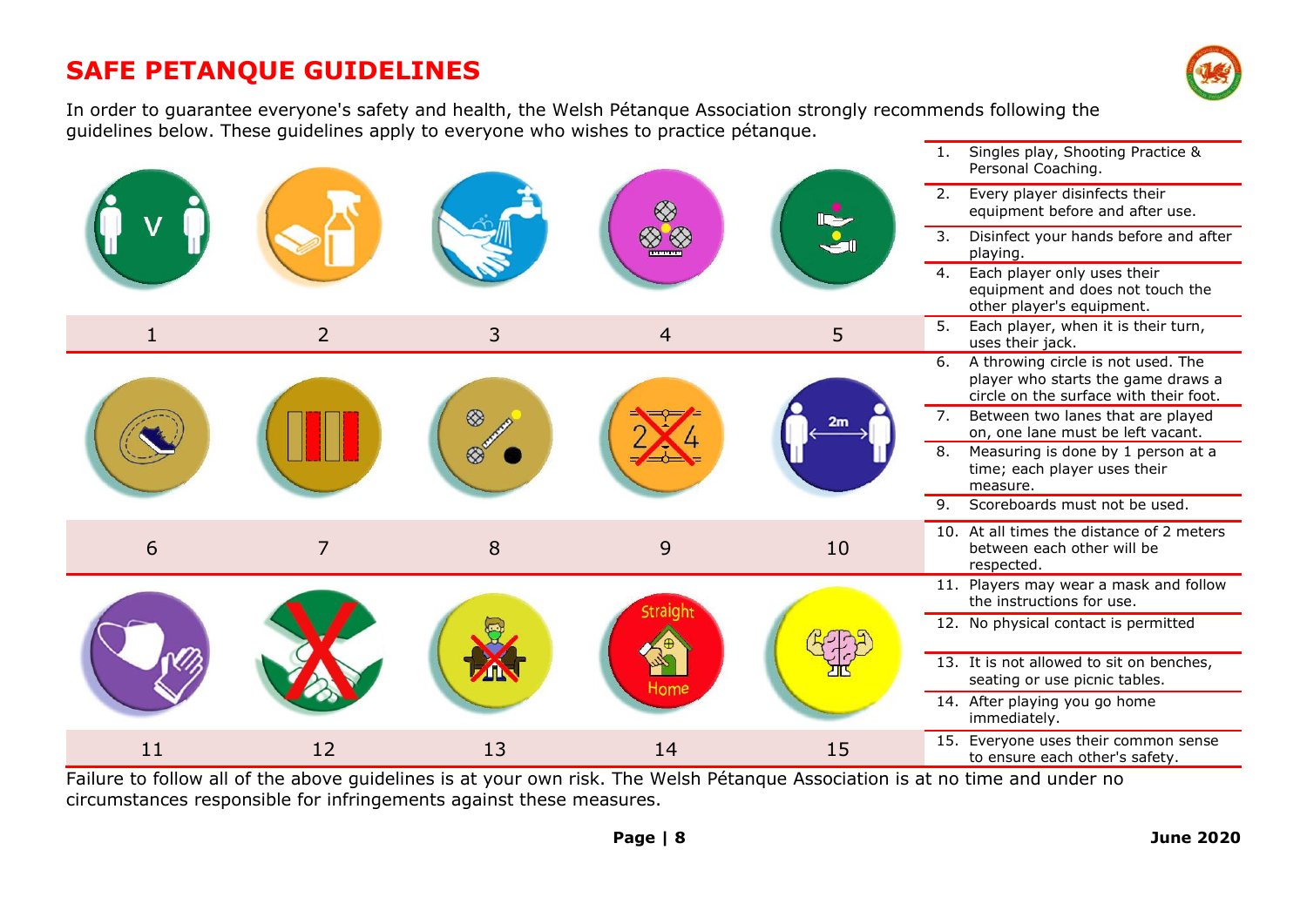# SAFE PETANQUE GUIDELINES

In order to guarantee everyone's safety and health, the Welsh Pétanque Association strongly recommends following the guidelines below. These guidelines apply to everyone who wishes to practice pétanque.

| 1 | 2 | 3 | 4 | 5 |
|---|---|---|---|---|
| 6 | 7 | 8 | 9 | 10 |
| 11 | 12 | 13 | 14 | 15 |

1. Singles play, Shooting Practice & Personal Coaching.
2. Every player disinfects their equipment before and after use.
3. Disinfect your hands before and after playing.
4. Each player only uses their equipment and does not touch the other player's equipment.
5. Each player, when it is their turn, uses their jack.
6. A throwing circle is not used. The player who starts the game draws a circle on the surface with their foot.
7. Between two lanes that are played on, one lane must be left vacant.
8. Measuring is done by 1 person at a time; each player uses their measure.
9. Scoreboards must not be used.
10. At all times the distance of 2 meters between each other will be respected.
11. Players may wear a mask and follow the instructions for use.
12. No physical contact is permitted
13. It is not allowed to sit on benches, seating or use picnic tables.
14. After playing you go home immediately.
15. Everyone uses their common sense to ensure each other's safety.

Failure to follow all of the above guidelines is at your own risk. The Welsh Pétanque Association is at no time and under no circumstances responsible for infringements against these measures.

**June 2020**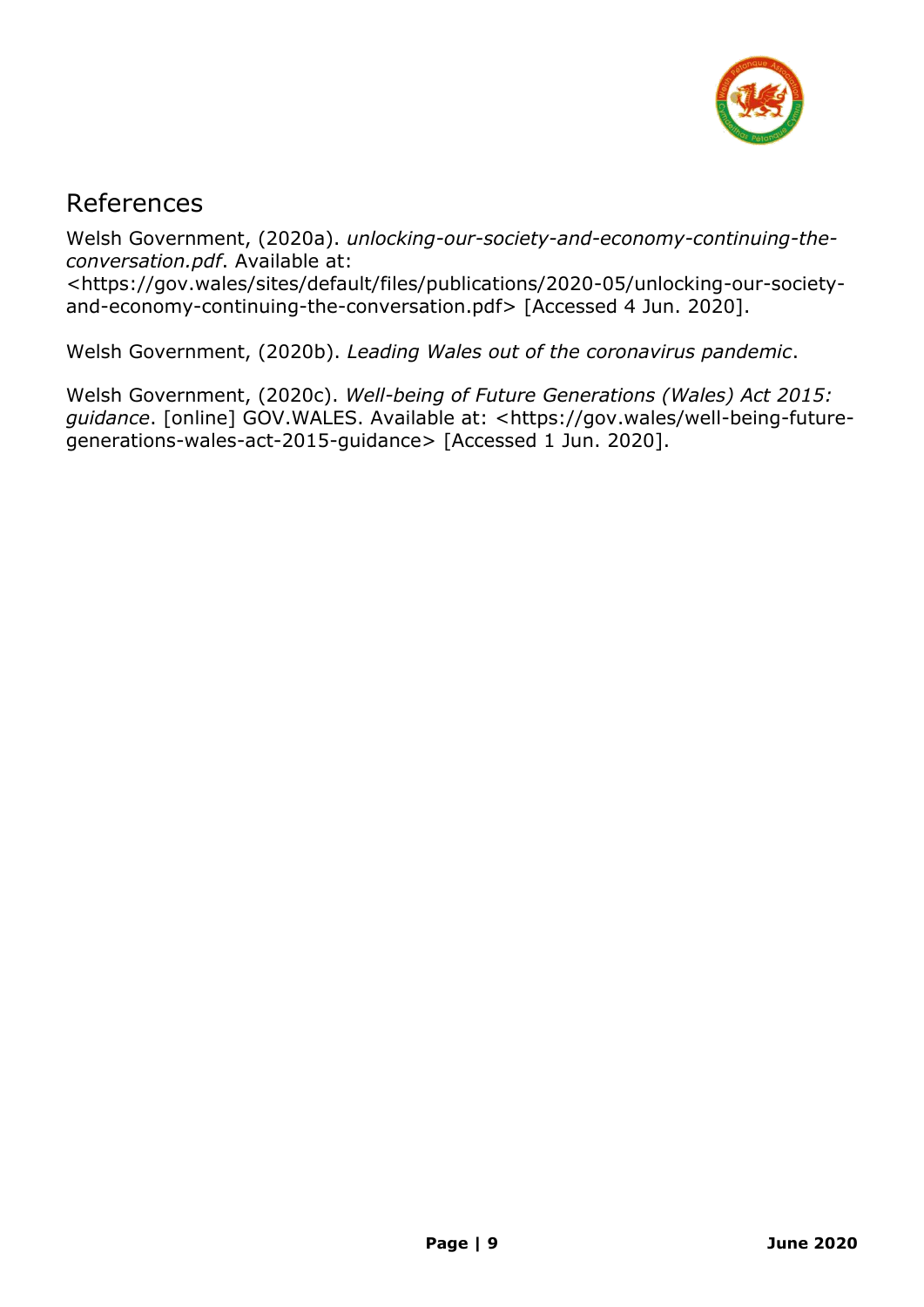## References

Welsh Government, (2020a). *unlocking-our-society-and-economy-continuing-the-conversation.pdf*. Available at: <https://gov.wales/sites/default/files/publications/2020-05/unlocking-our-society-and-economy-continuing-the-conversation.pdf> [Accessed 4 Jun. 2020].

Welsh Government, (2020b). *Leading Wales out of the coronavirus pandemic*.

Welsh Government, (2020c). *Well-being of Future Generations (Wales) Act 2015: guidance*. [online] GOV.WALES. Available at: <https://gov.wales/well-being-future-generations-wales-act-2015-guidance> [Accessed 1 Jun. 2020].